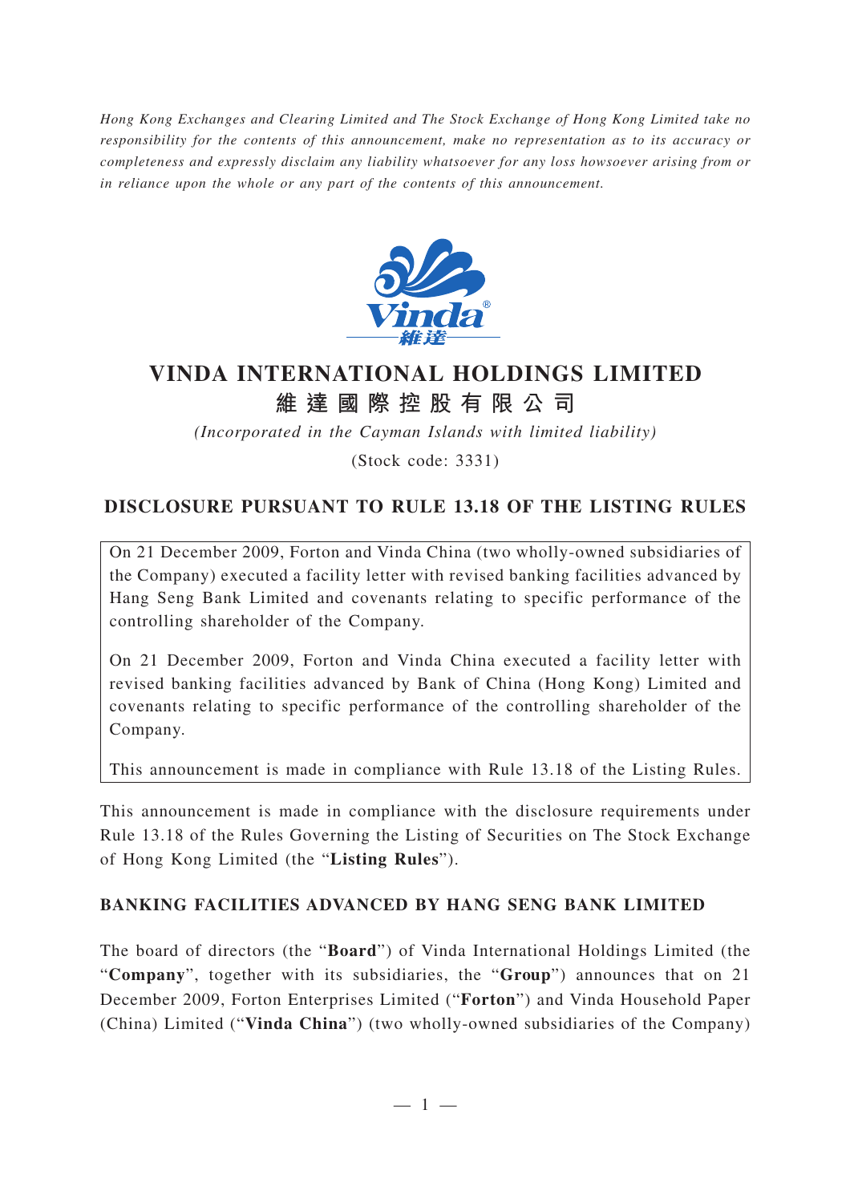*Hong Kong Exchanges and Clearing Limited and The Stock Exchange of Hong Kong Limited take no responsibility for the contents of this announcement, make no representation as to its accuracy or completeness and expressly disclaim any liability whatsoever for any loss howsoever arising from or in reliance upon the whole or any part of the contents of this announcement.*

# VINDA INTERNATIONAL HOLDINGS LIMITED

# 維達國際控股有限公司

*(Incorporated in the Cayman Islands with limited liability)*

(Stock code: 3331)

## DISCLOSURE PURSUANT TO RULE 13.18 OF THE LISTING RULES

On 21 December 2009, Forton and Vinda China (two wholly-owned subsidiaries of the Company) executed a facility letter with revised banking facilities advanced by Hang Seng Bank Limited and covenants relating to specific performance of the controlling shareholder of the Company.

On 21 December 2009, Forton and Vinda China executed a facility letter with revised banking facilities advanced by Bank of China (Hong Kong) Limited and covenants relating to specific performance of the controlling shareholder of the Company.

This announcement is made in compliance with Rule 13.18 of the Listing Rules.

This announcement is made in compliance with the disclosure requirements under Rule 13.18 of the Rules Governing the Listing of Securities on The Stock Exchange of Hong Kong Limited (the "**Listing Rules**").

### BANKING FACILITIES ADVANCED BY HANG SENG BANK LIMITED

The board of directors (the "**Board**") of Vinda International Holdings Limited (the "**Company**", together with its subsidiaries, the "**Group**") announces that on 21 December 2009, Forton Enterprises Limited ("**Forton**") and Vinda Household Paper (China) Limited ("**Vinda China**") (two wholly-owned subsidiaries of the Company)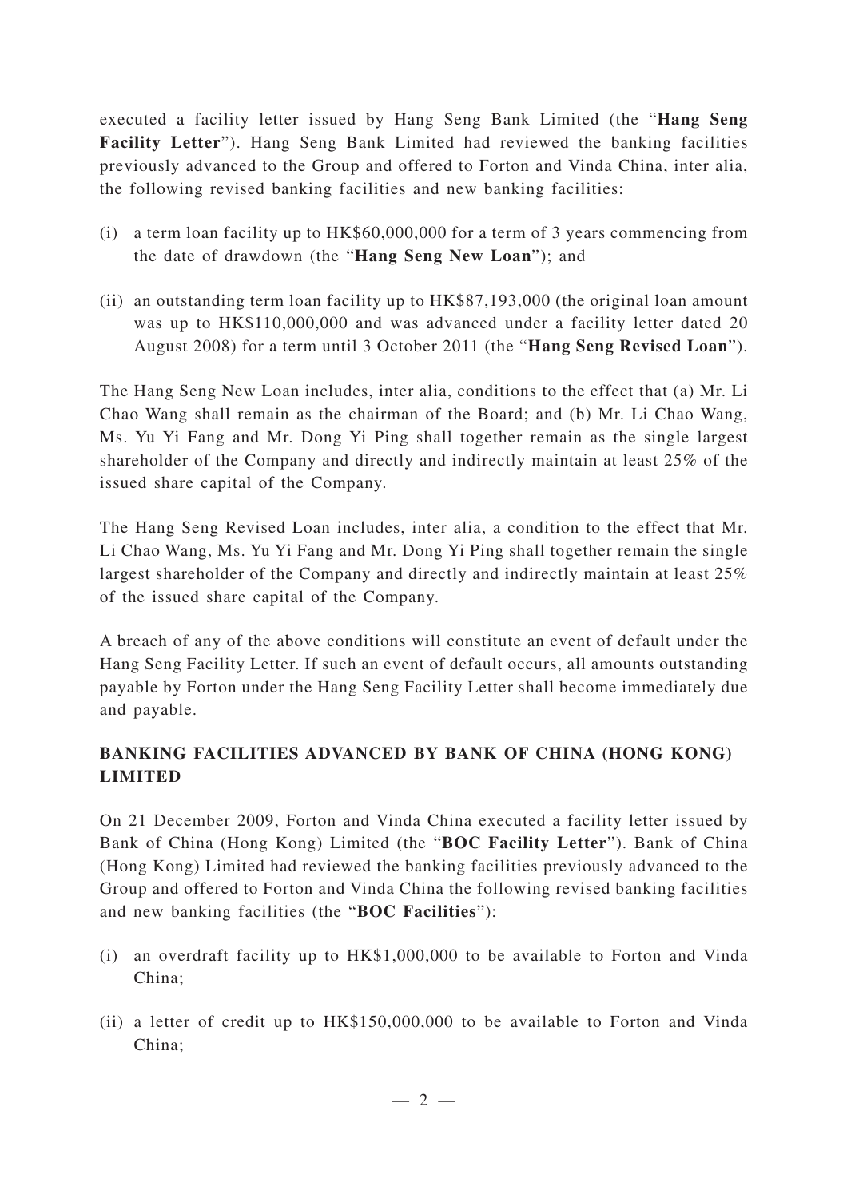executed a facility letter issued by Hang Seng Bank Limited (the "**Hang Seng Facility Letter**"). Hang Seng Bank Limited had reviewed the banking facilities previously advanced to the Group and offered to Forton and Vinda China, inter alia, the following revised banking facilities and new banking facilities:

(i) a term loan facility up to HK$60,000,000 for a term of 3 years commencing from the date of drawdown (the "**Hang Seng New Loan**"); and

(ii) an outstanding term loan facility up to HK$87,193,000 (the original loan amount was up to HK$110,000,000 and was advanced under a facility letter dated 20 August 2008) for a term until 3 October 2011 (the "**Hang Seng Revised Loan**").

The Hang Seng New Loan includes, inter alia, conditions to the effect that (a) Mr. Li Chao Wang shall remain as the chairman of the Board; and (b) Mr. Li Chao Wang, Ms. Yu Yi Fang and Mr. Dong Yi Ping shall together remain as the single largest shareholder of the Company and directly and indirectly maintain at least 25% of the issued share capital of the Company.

The Hang Seng Revised Loan includes, inter alia, a condition to the effect that Mr. Li Chao Wang, Ms. Yu Yi Fang and Mr. Dong Yi Ping shall together remain the single largest shareholder of the Company and directly and indirectly maintain at least 25% of the issued share capital of the Company.

A breach of any of the above conditions will constitute an event of default under the Hang Seng Facility Letter. If such an event of default occurs, all amounts outstanding payable by Forton under the Hang Seng Facility Letter shall become immediately due and payable.

## BANKING FACILITIES ADVANCED BY BANK OF CHINA (HONG KONG) LIMITED

On 21 December 2009, Forton and Vinda China executed a facility letter issued by Bank of China (Hong Kong) Limited (the "**BOC Facility Letter**"). Bank of China (Hong Kong) Limited had reviewed the banking facilities previously advanced to the Group and offered to Forton and Vinda China the following revised banking facilities and new banking facilities (the "**BOC Facilities**"):

(i) an overdraft facility up to HK$1,000,000 to be available to Forton and Vinda China;

(ii) a letter of credit up to HK$150,000,000 to be available to Forton and Vinda China;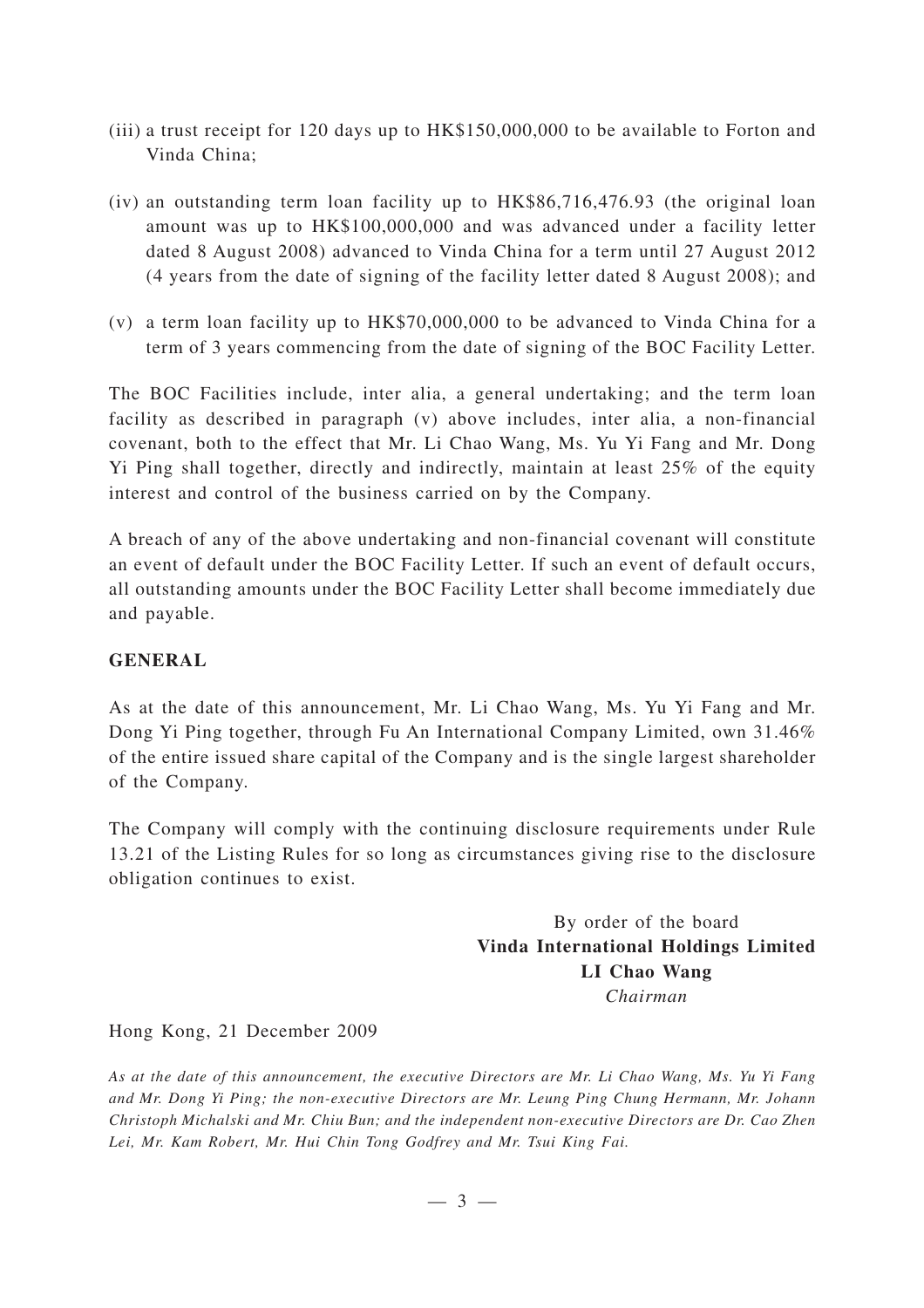(iii) a trust receipt for 120 days up to HK$150,000,000 to be available to Forton and Vinda China;

(iv) an outstanding term loan facility up to HK$86,716,476.93 (the original loan amount was up to HK$100,000,000 and was advanced under a facility letter dated 8 August 2008) advanced to Vinda China for a term until 27 August 2012 (4 years from the date of signing of the facility letter dated 8 August 2008); and

(v) a term loan facility up to HK$70,000,000 to be advanced to Vinda China for a term of 3 years commencing from the date of signing of the BOC Facility Letter.

The BOC Facilities include, inter alia, a general undertaking; and the term loan facility as described in paragraph (v) above includes, inter alia, a non-financial covenant, both to the effect that Mr. Li Chao Wang, Ms. Yu Yi Fang and Mr. Dong Yi Ping shall together, directly and indirectly, maintain at least 25% of the equity interest and control of the business carried on by the Company.

A breach of any of the above undertaking and non-financial covenant will constitute an event of default under the BOC Facility Letter. If such an event of default occurs, all outstanding amounts under the BOC Facility Letter shall become immediately due and payable.

**GENERAL**

As at the date of this announcement, Mr. Li Chao Wang, Ms. Yu Yi Fang and Mr. Dong Yi Ping together, through Fu An International Company Limited, own 31.46% of the entire issued share capital of the Company and is the single largest shareholder of the Company.

The Company will comply with the continuing disclosure requirements under Rule 13.21 of the Listing Rules for so long as circumstances giving rise to the disclosure obligation continues to exist.

By order of the board
**Vinda International Holdings Limited**
**LI Chao Wang**
*Chairman*

Hong Kong, 21 December 2009

*As at the date of this announcement, the executive Directors are Mr. Li Chao Wang, Ms. Yu Yi Fang and Mr. Dong Yi Ping; the non-executive Directors are Mr. Leung Ping Chung Hermann, Mr. Johann Christoph Michalski and Mr. Chiu Bun; and the independent non-executive Directors are Dr. Cao Zhen Lei, Mr. Kam Robert, Mr. Hui Chin Tong Godfrey and Mr. Tsui King Fai.*